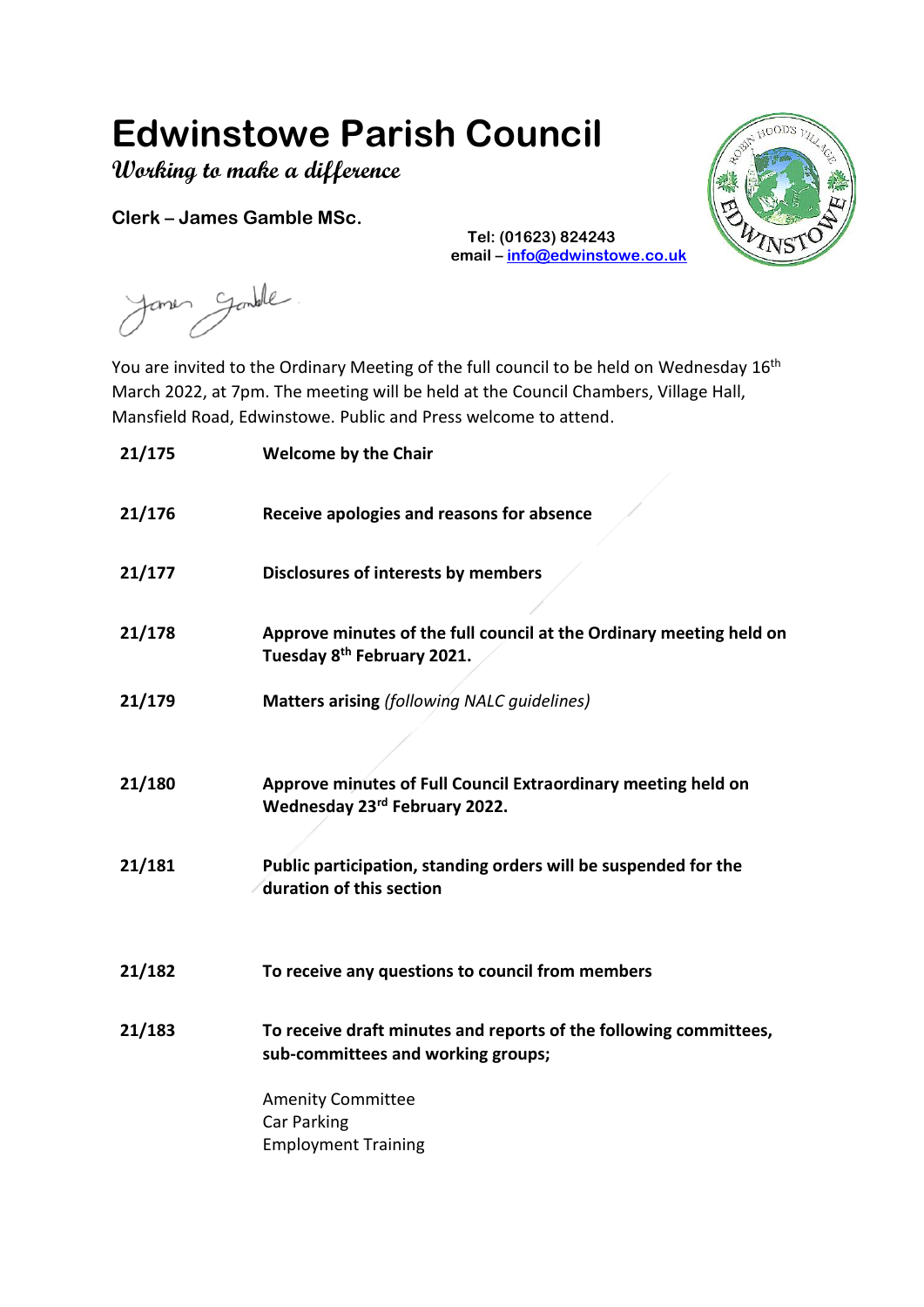# Edwinstowe Parish Council

**Working to make a difference**

**Clerk – James Gamble MSc.**

**Tel: (01623) 824243**
**email – info@edwinstowe.co.uk**

You are invited to the Ordinary Meeting of the full council to be held on Wednesday 16th March 2022, at 7pm. The meeting will be held at the Council Chambers, Village Hall, Mansfield Road, Edwinstowe. Public and Press welcome to attend.

| | |
|---|---|
| **21/175** | **Welcome by the Chair** |
| **21/176** | **Receive apologies and reasons for absence** |
| **21/177** | **Disclosures of interests by members** |
| **21/178** | **Approve minutes of the full council at the Ordinary meeting held on Tuesday 8th February 2021.** |
| **21/179** | **Matters arising** *(following NALC guidelines)* |
| **21/180** | **Approve minutes of Full Council Extraordinary meeting held on Wednesday 23rd February 2022.** |
| **21/181** | **Public participation, standing orders will be suspended for the duration of this section** |
| **21/182** | **To receive any questions to council from members** |
| **21/183** | **To receive draft minutes and reports of the following committees, sub-committees and working groups;** |

Amenity Committee
Car Parking
Employment Training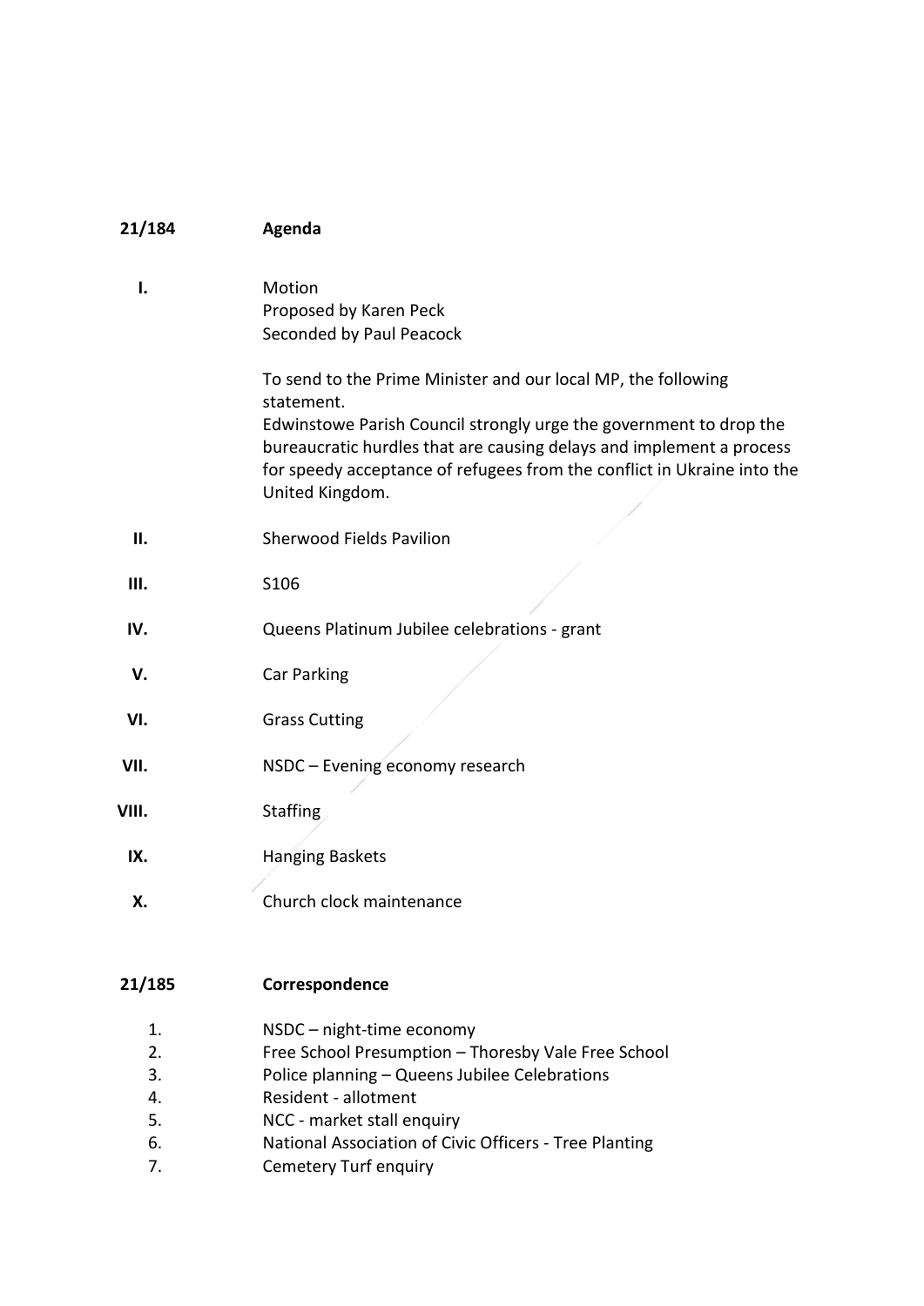**21/184 Agenda**

I. Motion
Proposed by Karen Peck
Seconded by Paul Peacock

To send to the Prime Minister and our local MP, the following statement.
Edwinstowe Parish Council strongly urge the government to drop the bureaucratic hurdles that are causing delays and implement a process for speedy acceptance of refugees from the conflict in Ukraine into the United Kingdom.

II. Sherwood Fields Pavilion

III. S106

IV. Queens Platinum Jubilee celebrations - grant

V. Car Parking

VI. Grass Cutting

VII. NSDC – Evening economy research

VIII. Staffing

IX. Hanging Baskets

X. Church clock maintenance

**21/185 Correspondence**

1. NSDC – night-time economy
2. Free School Presumption – Thoresby Vale Free School
3. Police planning – Queens Jubilee Celebrations
4. Resident - allotment
5. NCC - market stall enquiry
6. National Association of Civic Officers - Tree Planting
7. Cemetery Turf enquiry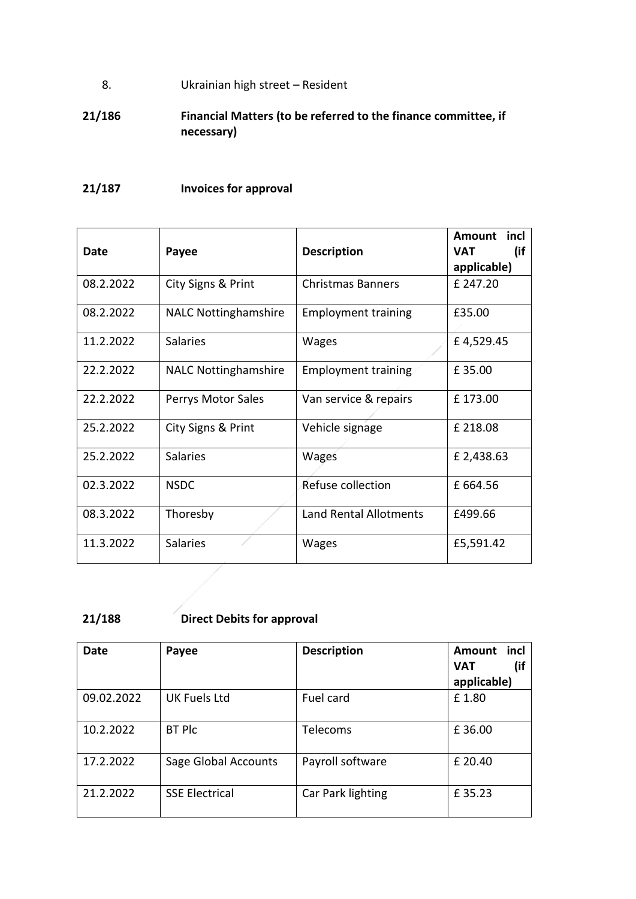8. Ukrainian high street – Resident

**21/186 Financial Matters (to be referred to the finance committee, if necessary)**

**21/187 Invoices for approval**

| Date | Payee | Description | Amount incl VAT (if applicable) |
|---|---|---|---|
| 08.2.2022 | City Signs & Print | Christmas Banners | £ 247.20 |
| 08.2.2022 | NALC Nottinghamshire | Employment training | £35.00 |
| 11.2.2022 | Salaries | Wages | £ 4,529.45 |
| 22.2.2022 | NALC Nottinghamshire | Employment training | £ 35.00 |
| 22.2.2022 | Perrys Motor Sales | Van service & repairs | £ 173.00 |
| 25.2.2022 | City Signs & Print | Vehicle signage | £ 218.08 |
| 25.2.2022 | Salaries | Wages | £ 2,438.63 |
| 02.3.2022 | NSDC | Refuse collection | £ 664.56 |
| 08.3.2022 | Thoresby | Land Rental Allotments | £499.66 |
| 11.3.2022 | Salaries | Wages | £5,591.42 |

**21/188 Direct Debits for approval**

| Date | Payee | Description | Amount incl VAT (if applicable) |
|---|---|---|---|
| 09.02.2022 | UK Fuels Ltd | Fuel card | £ 1.80 |
| 10.2.2022 | BT Plc | Telecoms | £ 36.00 |
| 17.2.2022 | Sage Global Accounts | Payroll software | £ 20.40 |
| 21.2.2022 | SSE Electrical | Car Park lighting | £ 35.23 |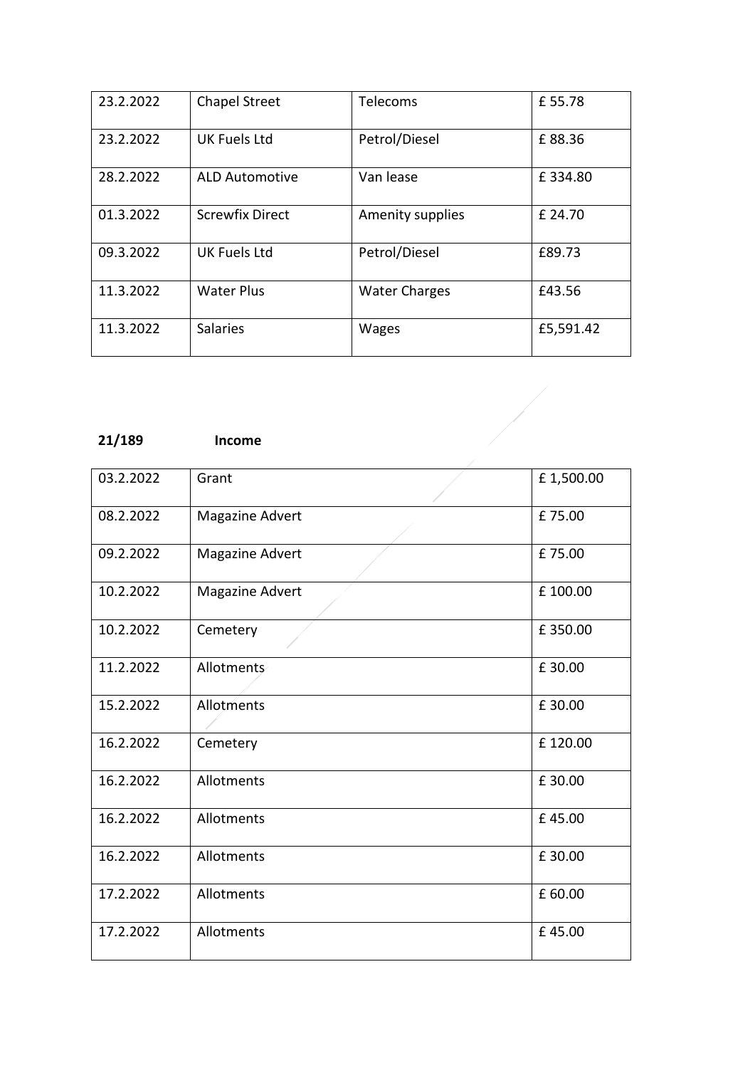| | | | |
|---|---|---|---|
| 23.2.2022 | Chapel Street | Telecoms | £ 55.78 |
| 23.2.2022 | UK Fuels Ltd | Petrol/Diesel | £ 88.36 |
| 28.2.2022 | ALD Automotive | Van lease | £ 334.80 |
| 01.3.2022 | Screwfix Direct | Amenity supplies | £ 24.70 |
| 09.3.2022 | UK Fuels Ltd | Petrol/Diesel | £89.73 |
| 11.3.2022 | Water Plus | Water Charges | £43.56 |
| 11.3.2022 | Salaries | Wages | £5,591.42 |

**21/189 Income**

| | | |
|---|---|---|
| 03.2.2022 | Grant | £ 1,500.00 |
| 08.2.2022 | Magazine Advert | £ 75.00 |
| 09.2.2022 | Magazine Advert | £ 75.00 |
| 10.2.2022 | Magazine Advert | £ 100.00 |
| 10.2.2022 | Cemetery | £ 350.00 |
| 11.2.2022 | Allotments | £ 30.00 |
| 15.2.2022 | Allotments | £ 30.00 |
| 16.2.2022 | Cemetery | £ 120.00 |
| 16.2.2022 | Allotments | £ 30.00 |
| 16.2.2022 | Allotments | £ 45.00 |
| 16.2.2022 | Allotments | £ 30.00 |
| 17.2.2022 | Allotments | £ 60.00 |
| 17.2.2022 | Allotments | £ 45.00 |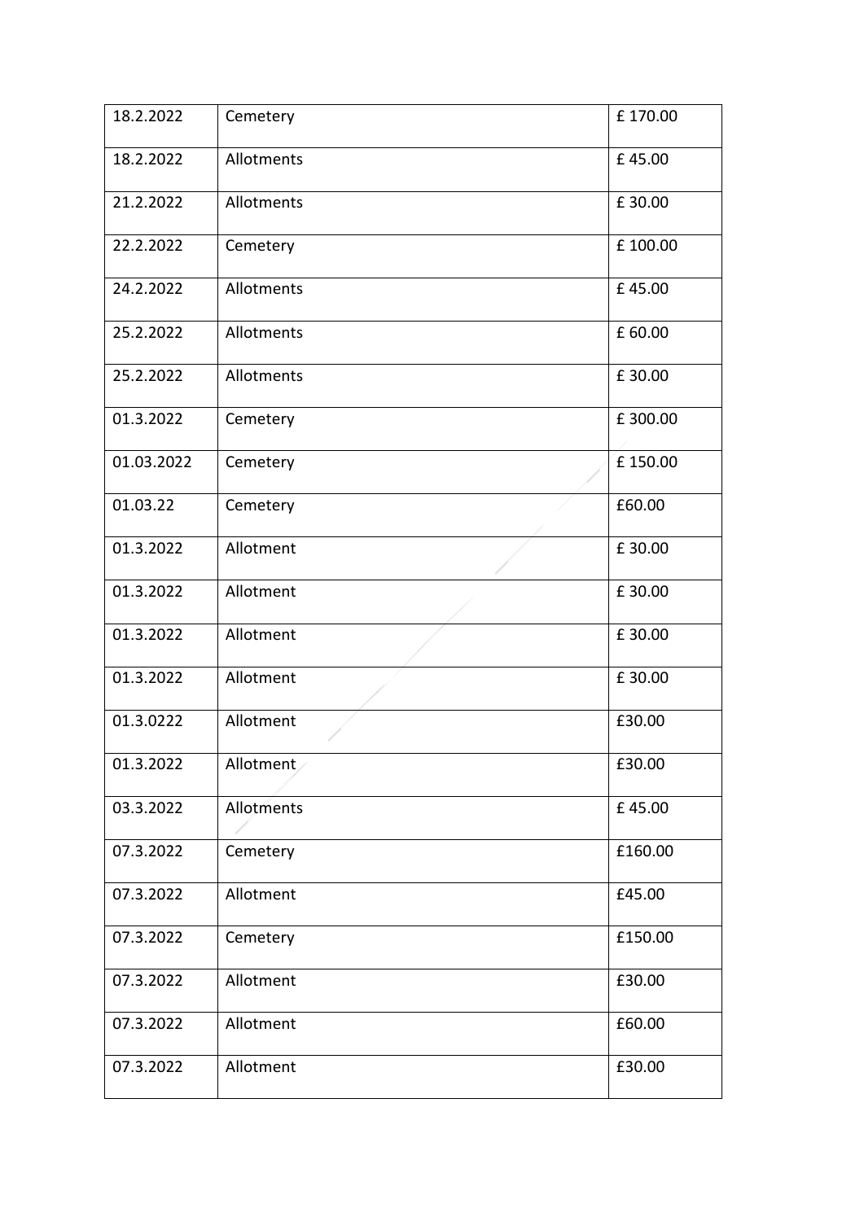| | | |
|---|---|---|
| 18.2.2022 | Cemetery | £ 170.00 |
| 18.2.2022 | Allotments | £ 45.00 |
| 21.2.2022 | Allotments | £ 30.00 |
| 22.2.2022 | Cemetery | £ 100.00 |
| 24.2.2022 | Allotments | £ 45.00 |
| 25.2.2022 | Allotments | £ 60.00 |
| 25.2.2022 | Allotments | £ 30.00 |
| 01.3.2022 | Cemetery | £ 300.00 |
| 01.03.2022 | Cemetery | £ 150.00 |
| 01.03.22 | Cemetery | £60.00 |
| 01.3.2022 | Allotment | £ 30.00 |
| 01.3.2022 | Allotment | £ 30.00 |
| 01.3.2022 | Allotment | £ 30.00 |
| 01.3.2022 | Allotment | £ 30.00 |
| 01.3.0222 | Allotment | £30.00 |
| 01.3.2022 | Allotment | £30.00 |
| 03.3.2022 | Allotments | £ 45.00 |
| 07.3.2022 | Cemetery | £160.00 |
| 07.3.2022 | Allotment | £45.00 |
| 07.3.2022 | Cemetery | £150.00 |
| 07.3.2022 | Allotment | £30.00 |
| 07.3.2022 | Allotment | £60.00 |
| 07.3.2022 | Allotment | £30.00 |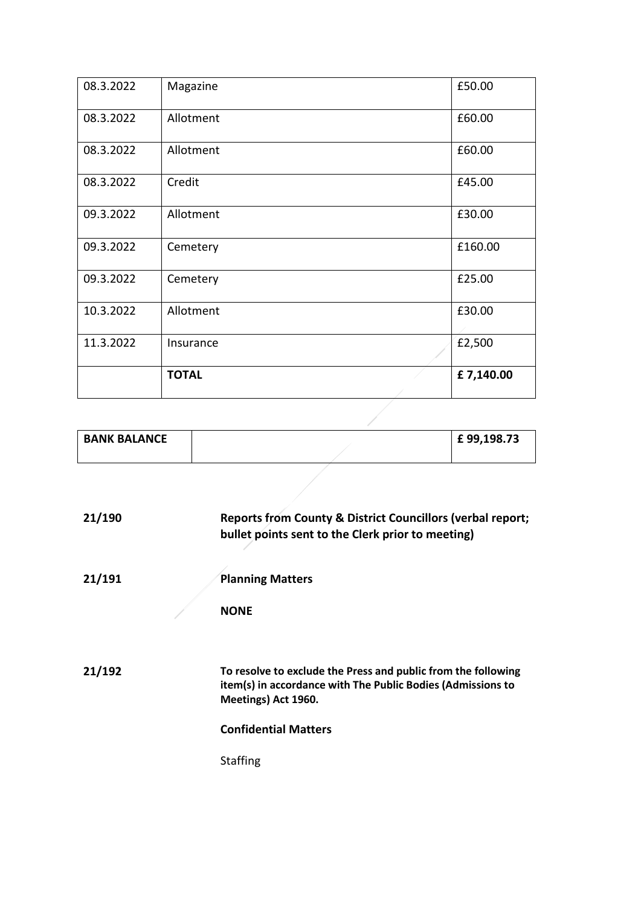| | | |
|---|---|---|
| 08.3.2022 | Magazine | £50.00 |
| 08.3.2022 | Allotment | £60.00 |
| 08.3.2022 | Allotment | £60.00 |
| 08.3.2022 | Credit | £45.00 |
| 09.3.2022 | Allotment | £30.00 |
| 09.3.2022 | Cemetery | £160.00 |
| 09.3.2022 | Cemetery | £25.00 |
| 10.3.2022 | Allotment | £30.00 |
| 11.3.2022 | Insurance | £2,500 |
| | **TOTAL** | **£ 7,140.00** |

| | | |
|---|---|---|
| **BANK BALANCE** | | **£ 99,198.73** |

**21/190** **Reports from County & District Councillors (verbal report; bullet points sent to the Clerk prior to meeting)**

**21/191** **Planning Matters**

**NONE**

**21/192** **To resolve to exclude the Press and public from the following item(s) in accordance with The Public Bodies (Admissions to Meetings) Act 1960.**

**Confidential Matters**

Staffing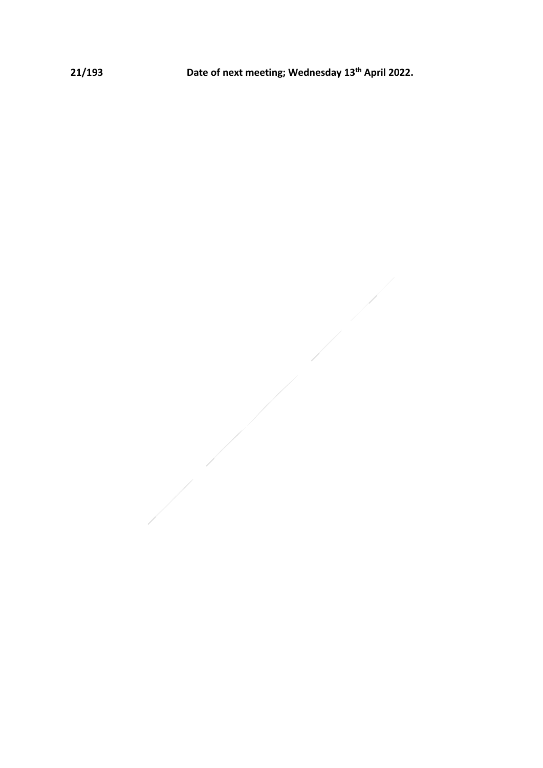**21/193 Date of next meeting; Wednesday 13th April 2022.**